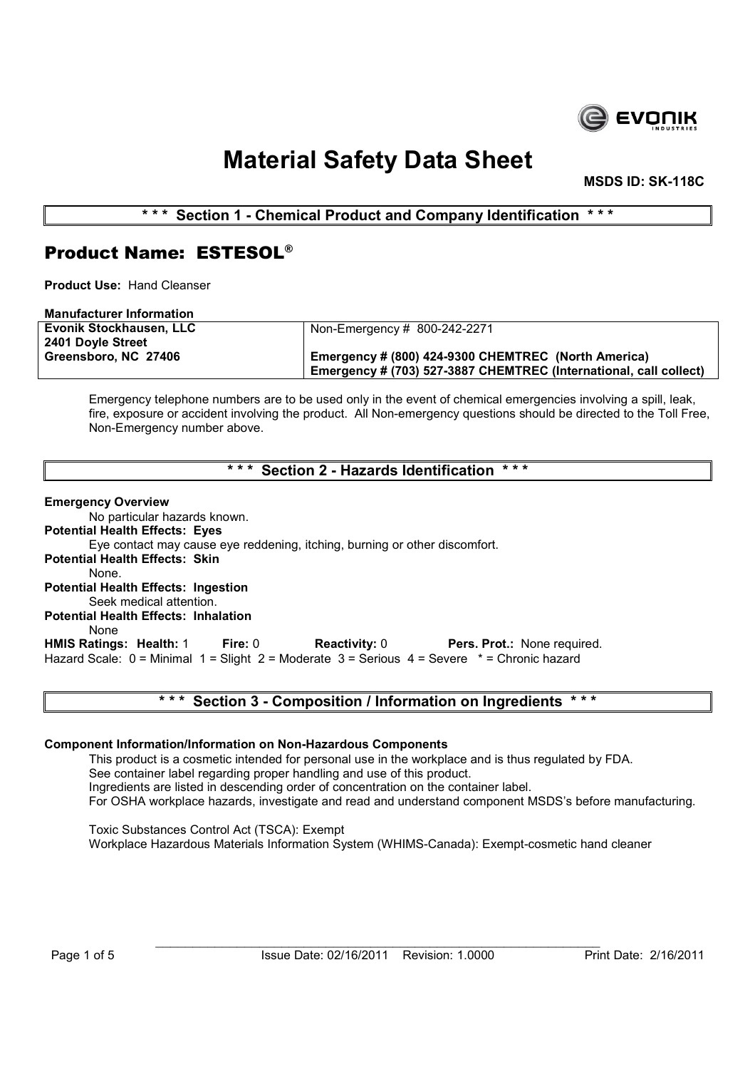# Material Safety Data Sheet

**MSDS ID: SK-118C**

## * * * Section 1 - Chemical Product and Company Identification * * *

## Product Name: ESTESOL®

**Product Use:** Hand Cleanser

**Manufacturer Information**

| Evonik Stockhausen, LLC<br>2401 Doyle Street<br>Greensboro, NC 27406 | Non-Emergency # 800-242-2271<br><br>**Emergency # (800) 424-9300 CHEMTREC (North America)**<br>**Emergency # (703) 527-3887 CHEMTREC (International, call collect)** |
|---|---|

Emergency telephone numbers are to be used only in the event of chemical emergencies involving a spill, leak, fire, exposure or accident involving the product. All Non-emergency questions should be directed to the Toll Free, Non-Emergency number above.

## * * * Section 2 - Hazards Identification * * *

**Emergency Overview**

No particular hazards known.

**Potential Health Effects: Eyes**

Eye contact may cause eye reddening, itching, burning or other discomfort.

**Potential Health Effects: Skin**

None.

**Potential Health Effects: Ingestion**

Seek medical attention.

**Potential Health Effects: Inhalation**

None

**HMIS Ratings: Health:** 1 **Fire:** 0 **Reactivity:** 0 **Pers. Prot.:** None required.

Hazard Scale: 0 = Minimal 1 = Slight 2 = Moderate 3 = Serious 4 = Severe * = Chronic hazard

## * * * Section 3 - Composition / Information on Ingredients * * *

**Component Information/Information on Non-Hazardous Components**

This product is a cosmetic intended for personal use in the workplace and is thus regulated by FDA.
See container label regarding proper handling and use of this product.
Ingredients are listed in descending order of concentration on the container label.
For OSHA workplace hazards, investigate and read and understand component MSDS's before manufacturing.

Toxic Substances Control Act (TSCA): Exempt
Workplace Hazardous Materials Information System (WHIMS-Canada): Exempt-cosmetic hand cleaner

Issue Date: 02/16/2011 Revision: 1.0000 Print Date: 2/16/2011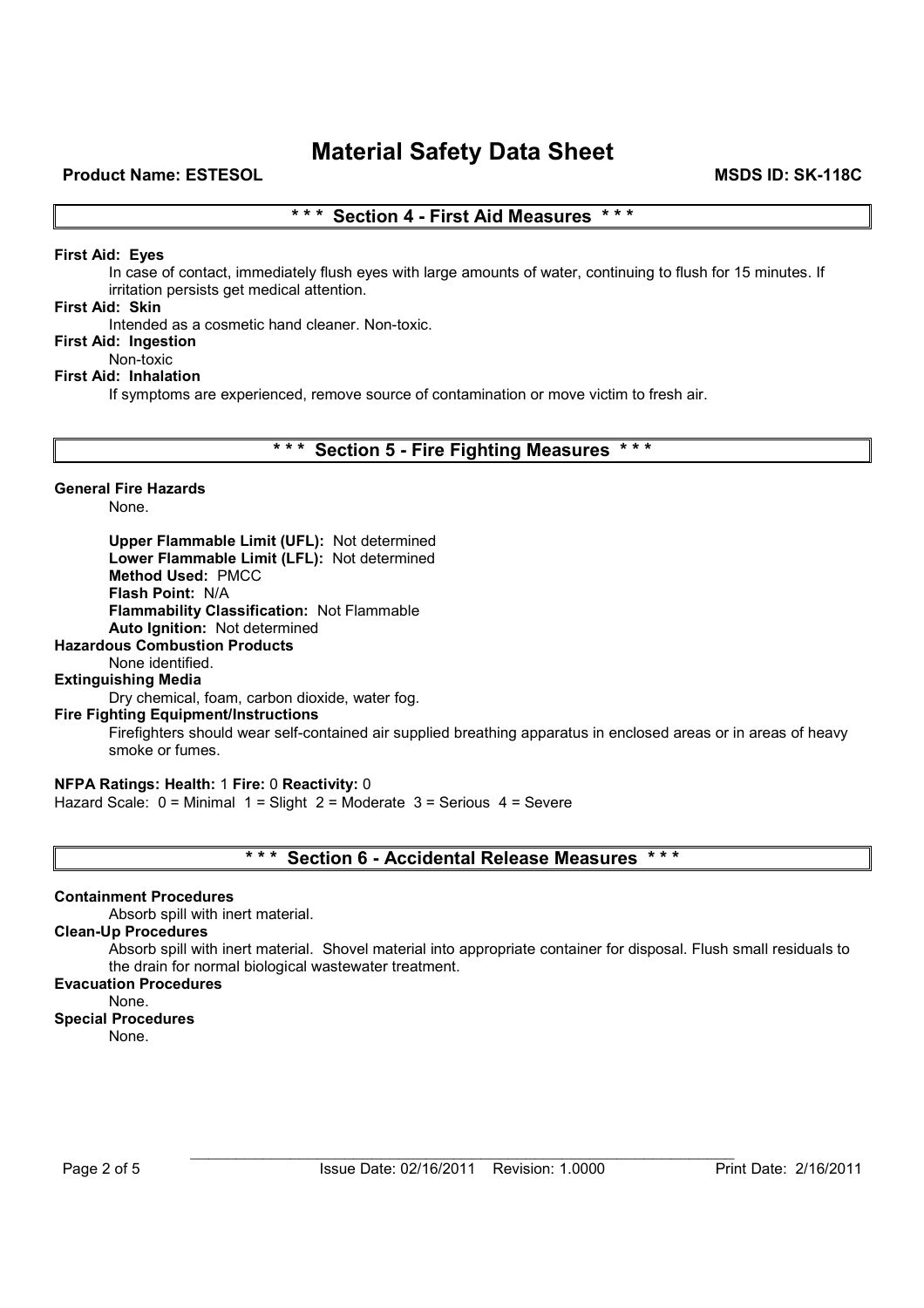# Material Safety Data Sheet

**Product Name: ESTESOL** **MSDS ID: SK-118C**

## \* \* \* Section 4 - First Aid Measures \* \* \*

**First Aid: Eyes**

In case of contact, immediately flush eyes with large amounts of water, continuing to flush for 15 minutes. If irritation persists get medical attention.

**First Aid: Skin**

Intended as a cosmetic hand cleaner. Non-toxic.

**First Aid: Ingestion**

Non-toxic

**First Aid: Inhalation**

If symptoms are experienced, remove source of contamination or move victim to fresh air.

## \* \* \* Section 5 - Fire Fighting Measures \* \* \*

**General Fire Hazards**

None.

**Upper Flammable Limit (UFL):** Not determined
**Lower Flammable Limit (LFL):** Not determined
**Method Used:** PMCC
**Flash Point:** N/A
**Flammability Classification:** Not Flammable
**Auto Ignition:** Not determined

**Hazardous Combustion Products**

None identified.

**Extinguishing Media**

Dry chemical, foam, carbon dioxide, water fog.

**Fire Fighting Equipment/Instructions**

Firefighters should wear self-contained air supplied breathing apparatus in enclosed areas or in areas of heavy smoke or fumes.

**NFPA Ratings: Health:** 1 **Fire:** 0 **Reactivity:** 0
Hazard Scale: 0 = Minimal 1 = Slight 2 = Moderate 3 = Serious 4 = Severe

## \* \* \* Section 6 - Accidental Release Measures \* \* \*

**Containment Procedures**

Absorb spill with inert material.

**Clean-Up Procedures**

Absorb spill with inert material. Shovel material into appropriate container for disposal. Flush small residuals to the drain for normal biological wastewater treatment.

**Evacuation Procedures**

None.

**Special Procedures**

None.

Issue Date: 02/16/2011 Revision: 1.0000 Print Date: 2/16/2011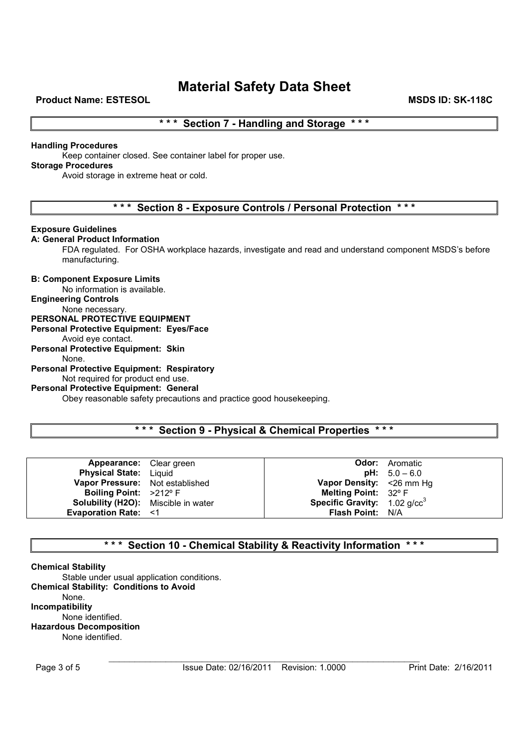# Material Safety Data Sheet

**Product Name: ESTESOL** **MSDS ID: SK-118C**

## * * * Section 7 - Handling and Storage * * *

**Handling Procedures**

Keep container closed. See container label for proper use.

**Storage Procedures**

Avoid storage in extreme heat or cold.

## * * * Section 8 - Exposure Controls / Personal Protection * * *

**Exposure Guidelines**

**A: General Product Information**

FDA regulated. For OSHA workplace hazards, investigate and read and understand component MSDS's before manufacturing.

**B: Component Exposure Limits**

No information is available.

**Engineering Controls**

None necessary.

**PERSONAL PROTECTIVE EQUIPMENT**

**Personal Protective Equipment: Eyes/Face**

Avoid eye contact.

**Personal Protective Equipment: Skin**

None.

**Personal Protective Equipment: Respiratory**

Not required for product end use.

**Personal Protective Equipment: General**

Obey reasonable safety precautions and practice good housekeeping.

## * * * Section 9 - Physical & Chemical Properties * * *

| | | | |
|---|---|---|---|
| **Appearance:** | Clear green | **Odor:** | Aromatic |
| **Physical State:** | Liquid | **pH:** | 5.0 – 6.0 |
| **Vapor Pressure:** | Not established | **Vapor Density:** | <26 mm Hg |
| **Boiling Point:** | >212º F | **Melting Point:** | 32º F |
| **Solubility (H2O):** | Miscible in water | **Specific Gravity:** | 1.02 g/cc$^3$ |
| **Evaporation Rate:** | <1 | **Flash Point:** | N/A |

## * * * Section 10 - Chemical Stability & Reactivity Information * * *

**Chemical Stability**

Stable under usual application conditions.

**Chemical Stability: Conditions to Avoid**

None.

**Incompatibility**

None identified.

**Hazardous Decomposition**

None identified.

Issue Date: 02/16/2011 Revision: 1.0000 Print Date: 2/16/2011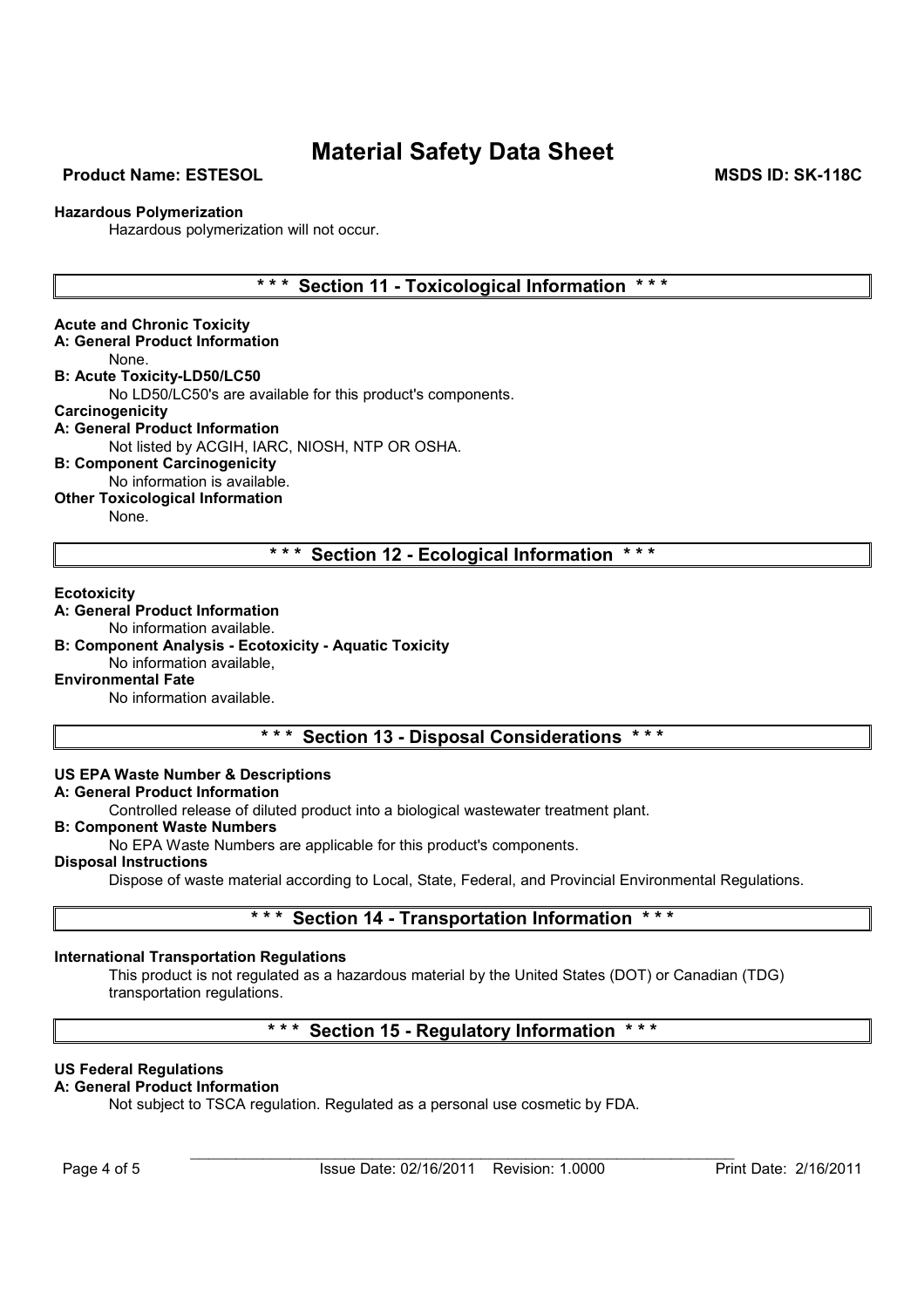**Hazardous Polymerization**

Hazardous polymerization will not occur.

## * * * Section 11 - Toxicological Information * * *

**Acute and Chronic Toxicity**

**A: General Product Information**

None.

**B: Acute Toxicity-LD50/LC50**

No LD50/LC50's are available for this product's components.

**Carcinogenicity**

**A: General Product Information**

Not listed by ACGIH, IARC, NIOSH, NTP OR OSHA.

**B: Component Carcinogenicity**

No information is available.

**Other Toxicological Information**

None.

## * * * Section 12 - Ecological Information * * *

**Ecotoxicity**

**A: General Product Information**

No information available.

**B: Component Analysis - Ecotoxicity - Aquatic Toxicity**

No information available,

**Environmental Fate**

No information available.

## * * * Section 13 - Disposal Considerations * * *

**US EPA Waste Number & Descriptions**

**A: General Product Information**

Controlled release of diluted product into a biological wastewater treatment plant.

**B: Component Waste Numbers**

No EPA Waste Numbers are applicable for this product's components.

**Disposal Instructions**

Dispose of waste material according to Local, State, Federal, and Provincial Environmental Regulations.

## * * * Section 14 - Transportation Information * * *

**International Transportation Regulations**

This product is not regulated as a hazardous material by the United States (DOT) or Canadian (TDG) transportation regulations.

## * * * Section 15 - Regulatory Information * * *

**US Federal Regulations**

**A: General Product Information**

Not subject to TSCA regulation. Regulated as a personal use cosmetic by FDA.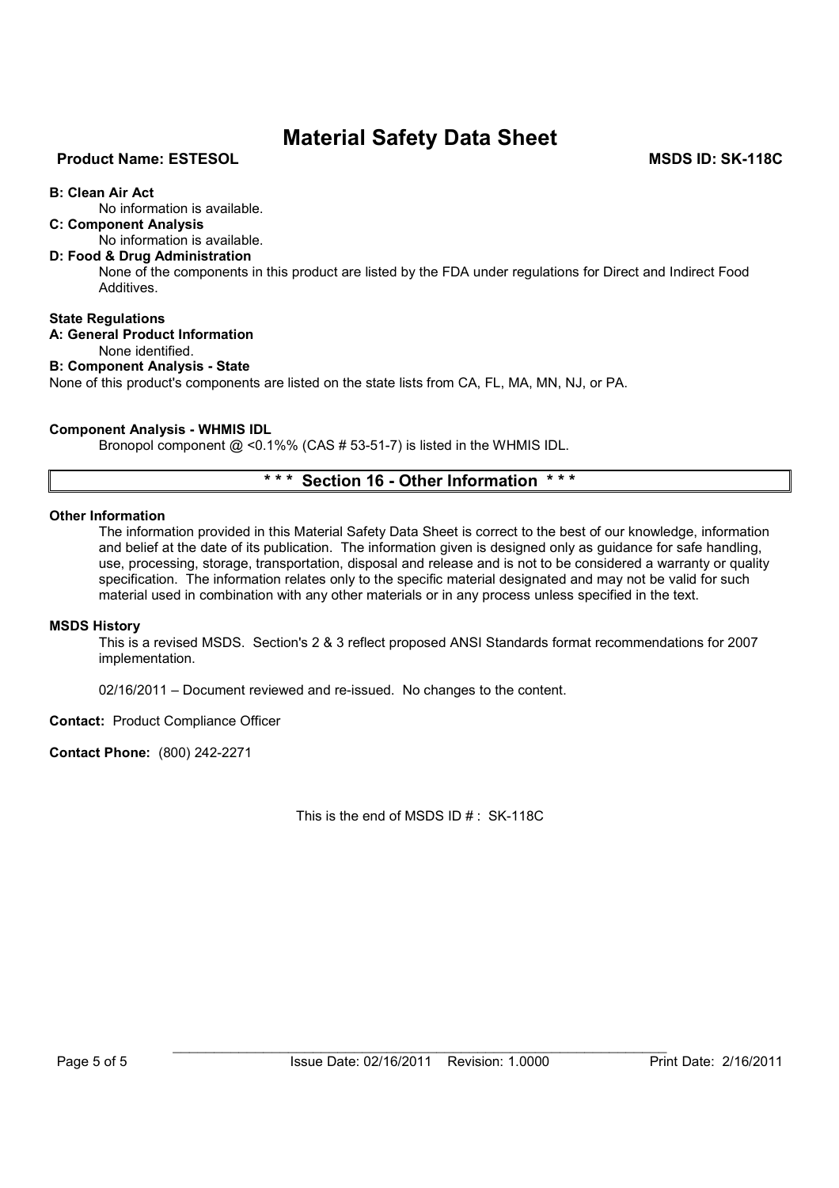**B: Clean Air Act**

No information is available.

**C: Component Analysis**

No information is available.

**D: Food & Drug Administration**

None of the components in this product are listed by the FDA under regulations for Direct and Indirect Food Additives.

**State Regulations**

**A: General Product Information**

None identified.

**B: Component Analysis - State**

None of this product's components are listed on the state lists from CA, FL, MA, MN, NJ, or PA.

**Component Analysis - WHMIS IDL**

Bronopol component @ <0.1%% (CAS # 53-51-7) is listed in the WHMIS IDL.

## * * * Section 16 - Other Information * * *

**Other Information**

The information provided in this Material Safety Data Sheet is correct to the best of our knowledge, information and belief at the date of its publication. The information given is designed only as guidance for safe handling, use, processing, storage, transportation, disposal and release and is not to be considered a warranty or quality specification. The information relates only to the specific material designated and may not be valid for such material used in combination with any other materials or in any process unless specified in the text.

**MSDS History**

This is a revised MSDS. Section's 2 & 3 reflect proposed ANSI Standards format recommendations for 2007 implementation.

02/16/2011 – Document reviewed and re-issued. No changes to the content.

**Contact:** Product Compliance Officer

**Contact Phone:** (800) 242-2271

This is the end of MSDS ID # : SK-118C